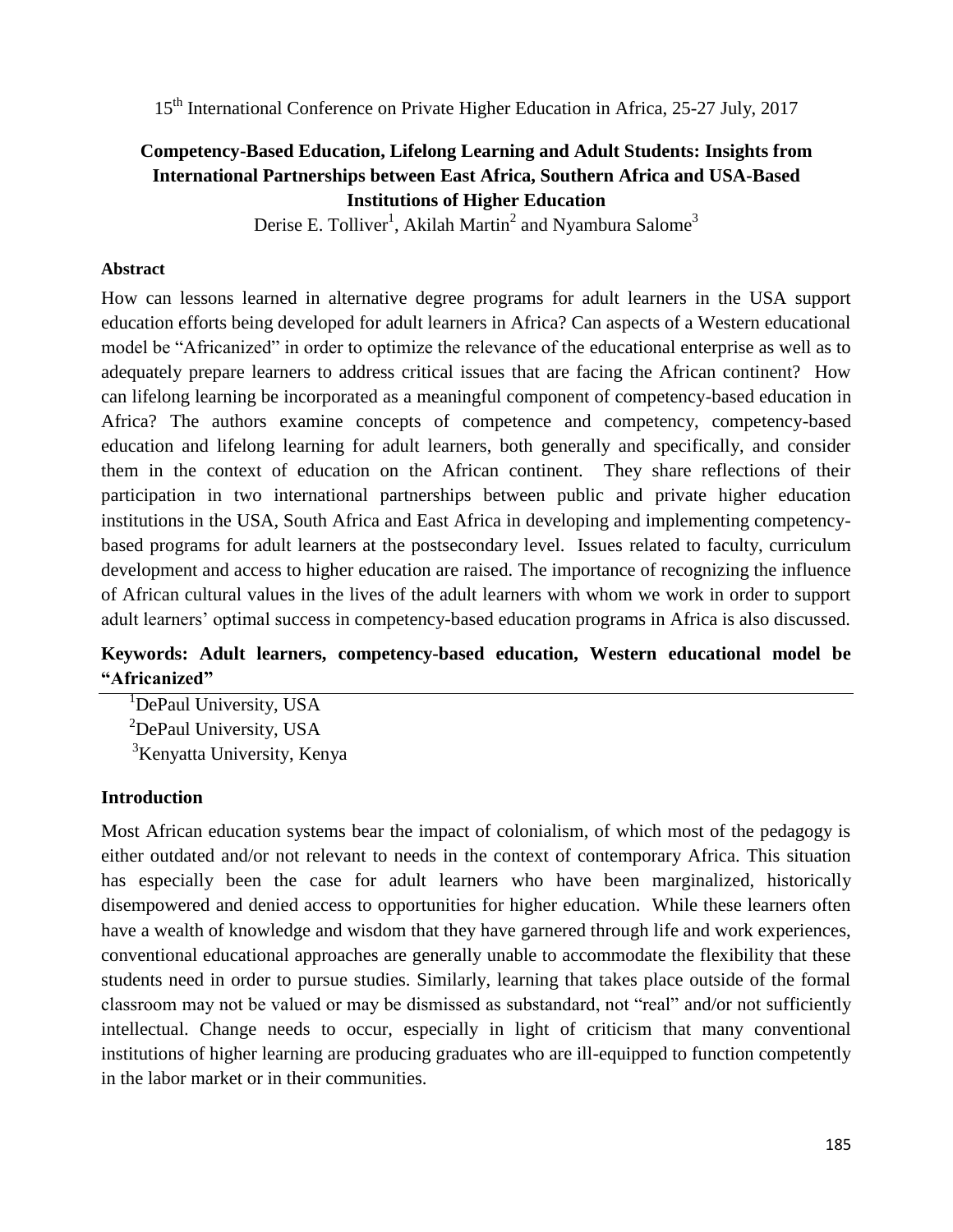15th International Conference on Private Higher Education in Africa, 25-27 July, 2017

# Competency-Based Education, Lifelong Learning and Adult Students: Insights from International Partnerships between East Africa, Southern Africa and USA-Based Institutions of Higher Education

Derise E. Tolliver[1], Akilah Martin[2] and Nyambura Salome[3]

**Abstract**

How can lessons learned in alternative degree programs for adult learners in the USA support education efforts being developed for adult learners in Africa? Can aspects of a Western educational model be "Africanized" in order to optimize the relevance of the educational enterprise as well as to adequately prepare learners to address critical issues that are facing the African continent? How can lifelong learning be incorporated as a meaningful component of competency-based education in Africa? The authors examine concepts of competence and competency, competency-based education and lifelong learning for adult learners, both generally and specifically, and consider them in the context of education on the African continent. They share reflections of their participation in two international partnerships between public and private higher education institutions in the USA, South Africa and East Africa in developing and implementing competency-based programs for adult learners at the postsecondary level. Issues related to faculty, curriculum development and access to higher education are raised. The importance of recognizing the influence of African cultural values in the lives of the adult learners with whom we work in order to support adult learners' optimal success in competency-based education programs in Africa is also discussed.

**Keywords: Adult learners, competency-based education, Western educational model be "Africanized"**

[1]DePaul University, USA
[2]DePaul University, USA
[3]Kenyatta University, Kenya

## Introduction

Most African education systems bear the impact of colonialism, of which most of the pedagogy is either outdated and/or not relevant to needs in the context of contemporary Africa. This situation has especially been the case for adult learners who have been marginalized, historically disempowered and denied access to opportunities for higher education. While these learners often have a wealth of knowledge and wisdom that they have garnered through life and work experiences, conventional educational approaches are generally unable to accommodate the flexibility that these students need in order to pursue studies. Similarly, learning that takes place outside of the formal classroom may not be valued or may be dismissed as substandard, not "real" and/or not sufficiently intellectual. Change needs to occur, especially in light of criticism that many conventional institutions of higher learning are producing graduates who are ill-equipped to function competently in the labor market or in their communities.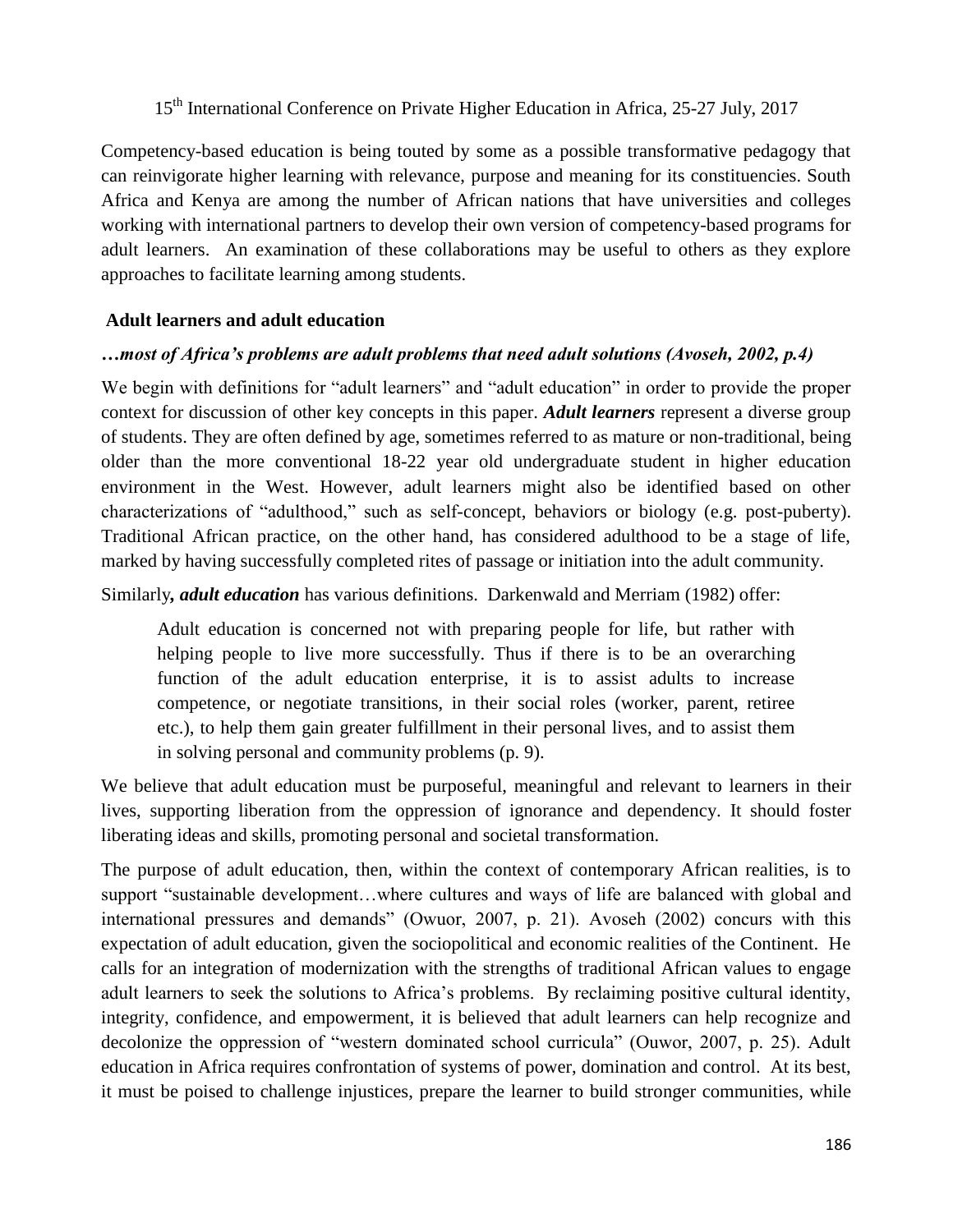Competency-based education is being touted by some as a possible transformative pedagogy that can reinvigorate higher learning with relevance, purpose and meaning for its constituencies. South Africa and Kenya are among the number of African nations that have universities and colleges working with international partners to develop their own version of competency-based programs for adult learners. An examination of these collaborations may be useful to others as they explore approaches to facilitate learning among students.

## Adult learners and adult education

***…most of Africa's problems are adult problems that need adult solutions (Avoseh, 2002, p.4)***

We begin with definitions for "adult learners" and "adult education" in order to provide the proper context for discussion of other key concepts in this paper. ***Adult learners*** represent a diverse group of students. They are often defined by age, sometimes referred to as mature or non-traditional, being older than the more conventional 18-22 year old undergraduate student in higher education environment in the West. However, adult learners might also be identified based on other characterizations of "adulthood," such as self-concept, behaviors or biology (e.g. post-puberty). Traditional African practice, on the other hand, has considered adulthood to be a stage of life, marked by having successfully completed rites of passage or initiation into the adult community.

Similarly***, adult education*** has various definitions. Darkenwald and Merriam (1982) offer:

> Adult education is concerned not with preparing people for life, but rather with helping people to live more successfully. Thus if there is to be an overarching function of the adult education enterprise, it is to assist adults to increase competence, or negotiate transitions, in their social roles (worker, parent, retiree etc.), to help them gain greater fulfillment in their personal lives, and to assist them in solving personal and community problems (p. 9).

We believe that adult education must be purposeful, meaningful and relevant to learners in their lives, supporting liberation from the oppression of ignorance and dependency. It should foster liberating ideas and skills, promoting personal and societal transformation.

The purpose of adult education, then, within the context of contemporary African realities, is to support "sustainable development…where cultures and ways of life are balanced with global and international pressures and demands" (Owuor, 2007, p. 21). Avoseh (2002) concurs with this expectation of adult education, given the sociopolitical and economic realities of the Continent. He calls for an integration of modernization with the strengths of traditional African values to engage adult learners to seek the solutions to Africa's problems. By reclaiming positive cultural identity, integrity, confidence, and empowerment, it is believed that adult learners can help recognize and decolonize the oppression of "western dominated school curricula" (Ouwor, 2007, p. 25). Adult education in Africa requires confrontation of systems of power, domination and control. At its best, it must be poised to challenge injustices, prepare the learner to build stronger communities, while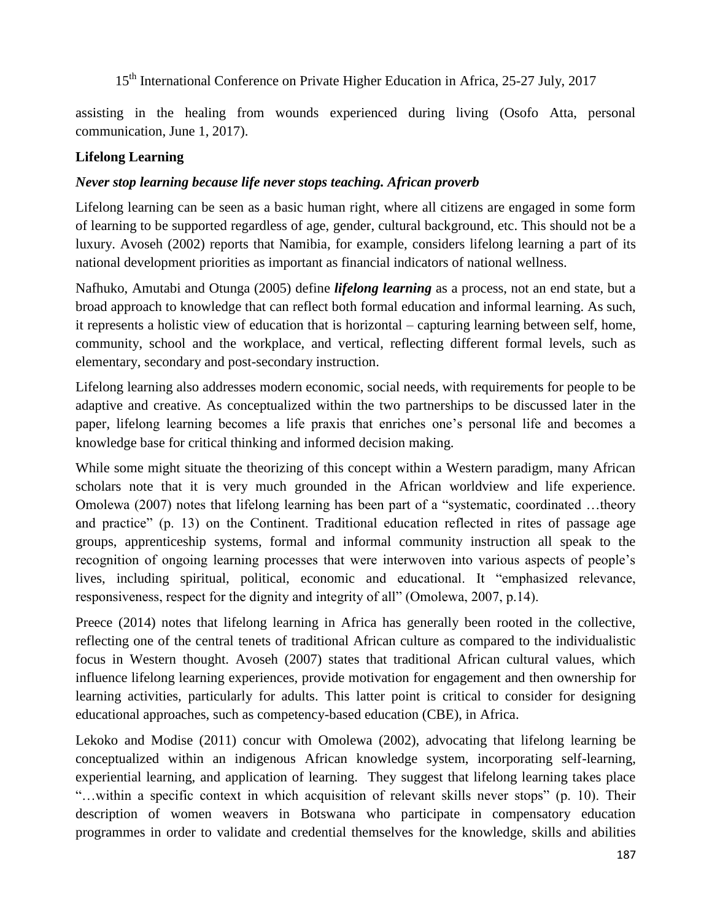assisting in the healing from wounds experienced during living (Osofo Atta, personal communication, June 1, 2017).

**Lifelong Learning**

***Never stop learning because life never stops teaching. African proverb***

Lifelong learning can be seen as a basic human right, where all citizens are engaged in some form of learning to be supported regardless of age, gender, cultural background, etc. This should not be a luxury. Avoseh (2002) reports that Namibia, for example, considers lifelong learning a part of its national development priorities as important as financial indicators of national wellness.

Nafhuko, Amutabi and Otunga (2005) define ***lifelong learning*** as a process, not an end state, but a broad approach to knowledge that can reflect both formal education and informal learning. As such, it represents a holistic view of education that is horizontal – capturing learning between self, home, community, school and the workplace, and vertical, reflecting different formal levels, such as elementary, secondary and post-secondary instruction.

Lifelong learning also addresses modern economic, social needs, with requirements for people to be adaptive and creative. As conceptualized within the two partnerships to be discussed later in the paper, lifelong learning becomes a life praxis that enriches one's personal life and becomes a knowledge base for critical thinking and informed decision making.

While some might situate the theorizing of this concept within a Western paradigm, many African scholars note that it is very much grounded in the African worldview and life experience. Omolewa (2007) notes that lifelong learning has been part of a "systematic, coordinated …theory and practice" (p. 13) on the Continent. Traditional education reflected in rites of passage age groups, apprenticeship systems, formal and informal community instruction all speak to the recognition of ongoing learning processes that were interwoven into various aspects of people's lives, including spiritual, political, economic and educational. It "emphasized relevance, responsiveness, respect for the dignity and integrity of all" (Omolewa, 2007, p.14).

Preece (2014) notes that lifelong learning in Africa has generally been rooted in the collective, reflecting one of the central tenets of traditional African culture as compared to the individualistic focus in Western thought. Avoseh (2007) states that traditional African cultural values, which influence lifelong learning experiences, provide motivation for engagement and then ownership for learning activities, particularly for adults. This latter point is critical to consider for designing educational approaches, such as competency-based education (CBE), in Africa.

Lekoko and Modise (2011) concur with Omolewa (2002), advocating that lifelong learning be conceptualized within an indigenous African knowledge system, incorporating self-learning, experiential learning, and application of learning. They suggest that lifelong learning takes place "…within a specific context in which acquisition of relevant skills never stops" (p. 10). Their description of women weavers in Botswana who participate in compensatory education programmes in order to validate and credential themselves for the knowledge, skills and abilities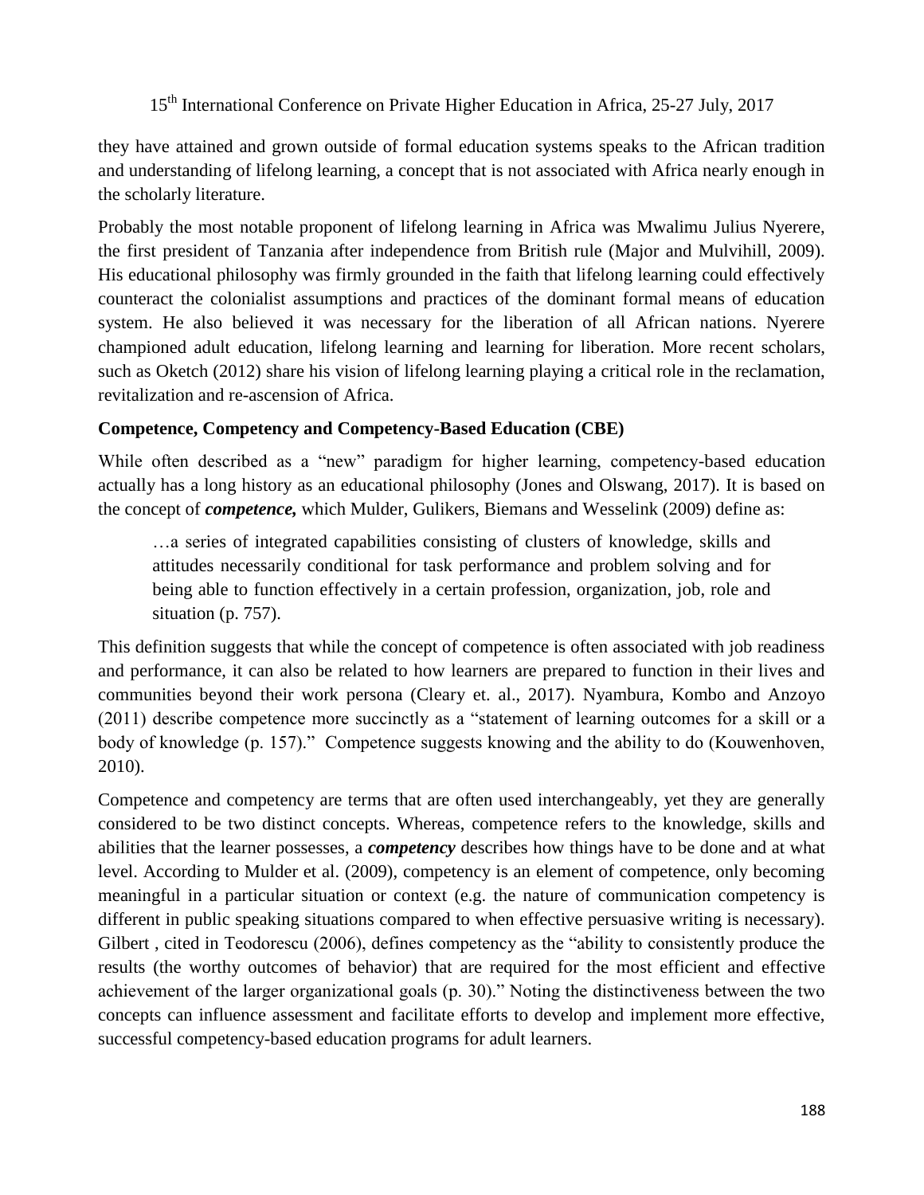they have attained and grown outside of formal education systems speaks to the African tradition and understanding of lifelong learning, a concept that is not associated with Africa nearly enough in the scholarly literature.

Probably the most notable proponent of lifelong learning in Africa was Mwalimu Julius Nyerere, the first president of Tanzania after independence from British rule (Major and Mulvihill, 2009). His educational philosophy was firmly grounded in the faith that lifelong learning could effectively counteract the colonialist assumptions and practices of the dominant formal means of education system. He also believed it was necessary for the liberation of all African nations. Nyerere championed adult education, lifelong learning and learning for liberation. More recent scholars, such as Oketch (2012) share his vision of lifelong learning playing a critical role in the reclamation, revitalization and re-ascension of Africa.

**Competence, Competency and Competency-Based Education (CBE)**

While often described as a "new" paradigm for higher learning, competency-based education actually has a long history as an educational philosophy (Jones and Olswang, 2017). It is based on the concept of ***competence,*** which Mulder, Gulikers, Biemans and Wesselink (2009) define as:

> …a series of integrated capabilities consisting of clusters of knowledge, skills and attitudes necessarily conditional for task performance and problem solving and for being able to function effectively in a certain profession, organization, job, role and situation (p. 757).

This definition suggests that while the concept of competence is often associated with job readiness and performance, it can also be related to how learners are prepared to function in their lives and communities beyond their work persona (Cleary et. al., 2017). Nyambura, Kombo and Anzoyo (2011) describe competence more succinctly as a "statement of learning outcomes for a skill or a body of knowledge (p. 157)." Competence suggests knowing and the ability to do (Kouwenhoven, 2010).

Competence and competency are terms that are often used interchangeably, yet they are generally considered to be two distinct concepts. Whereas, competence refers to the knowledge, skills and abilities that the learner possesses, a ***competency*** describes how things have to be done and at what level. According to Mulder et al. (2009), competency is an element of competence, only becoming meaningful in a particular situation or context (e.g. the nature of communication competency is different in public speaking situations compared to when effective persuasive writing is necessary). Gilbert , cited in Teodorescu (2006), defines competency as the "ability to consistently produce the results (the worthy outcomes of behavior) that are required for the most efficient and effective achievement of the larger organizational goals (p. 30)." Noting the distinctiveness between the two concepts can influence assessment and facilitate efforts to develop and implement more effective, successful competency-based education programs for adult learners.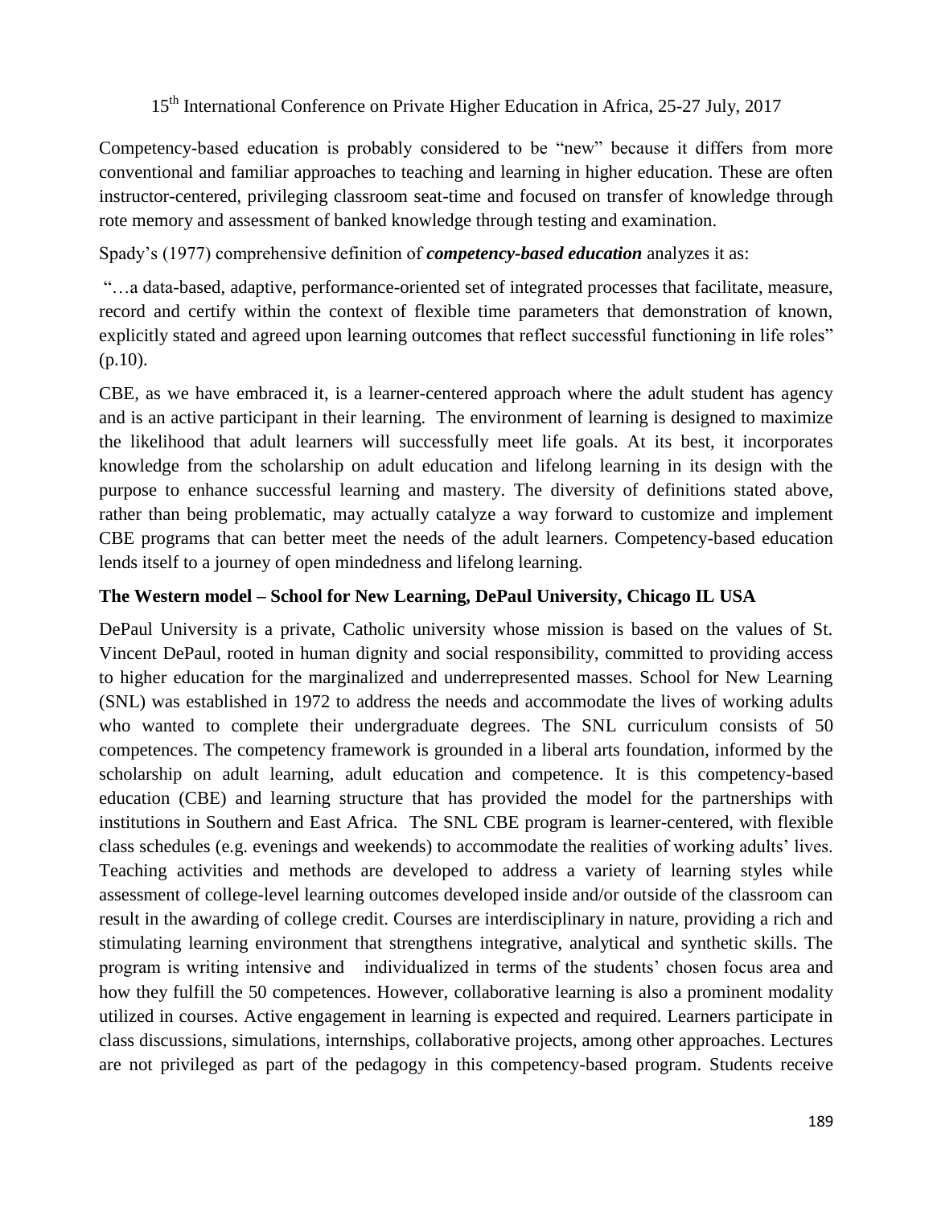Competency-based education is probably considered to be "new" because it differs from more conventional and familiar approaches to teaching and learning in higher education. These are often instructor-centered, privileging classroom seat-time and focused on transfer of knowledge through rote memory and assessment of banked knowledge through testing and examination.

Spady's (1977) comprehensive definition of ***competency-based education*** analyzes it as:

"…a data-based, adaptive, performance-oriented set of integrated processes that facilitate, measure, record and certify within the context of flexible time parameters that demonstration of known, explicitly stated and agreed upon learning outcomes that reflect successful functioning in life roles" (p.10).

CBE, as we have embraced it, is a learner-centered approach where the adult student has agency and is an active participant in their learning. The environment of learning is designed to maximize the likelihood that adult learners will successfully meet life goals. At its best, it incorporates knowledge from the scholarship on adult education and lifelong learning in its design with the purpose to enhance successful learning and mastery. The diversity of definitions stated above, rather than being problematic, may actually catalyze a way forward to customize and implement CBE programs that can better meet the needs of the adult learners. Competency-based education lends itself to a journey of open mindedness and lifelong learning.

### The Western model – School for New Learning, DePaul University, Chicago IL USA

DePaul University is a private, Catholic university whose mission is based on the values of St. Vincent DePaul, rooted in human dignity and social responsibility, committed to providing access to higher education for the marginalized and underrepresented masses. School for New Learning (SNL) was established in 1972 to address the needs and accommodate the lives of working adults who wanted to complete their undergraduate degrees. The SNL curriculum consists of 50 competences. The competency framework is grounded in a liberal arts foundation, informed by the scholarship on adult learning, adult education and competence. It is this competency-based education (CBE) and learning structure that has provided the model for the partnerships with institutions in Southern and East Africa. The SNL CBE program is learner-centered, with flexible class schedules (e.g. evenings and weekends) to accommodate the realities of working adults' lives. Teaching activities and methods are developed to address a variety of learning styles while assessment of college-level learning outcomes developed inside and/or outside of the classroom can result in the awarding of college credit. Courses are interdisciplinary in nature, providing a rich and stimulating learning environment that strengthens integrative, analytical and synthetic skills. The program is writing intensive and individualized in terms of the students' chosen focus area and how they fulfill the 50 competences. However, collaborative learning is also a prominent modality utilized in courses. Active engagement in learning is expected and required. Learners participate in class discussions, simulations, internships, collaborative projects, among other approaches. Lectures are not privileged as part of the pedagogy in this competency-based program. Students receive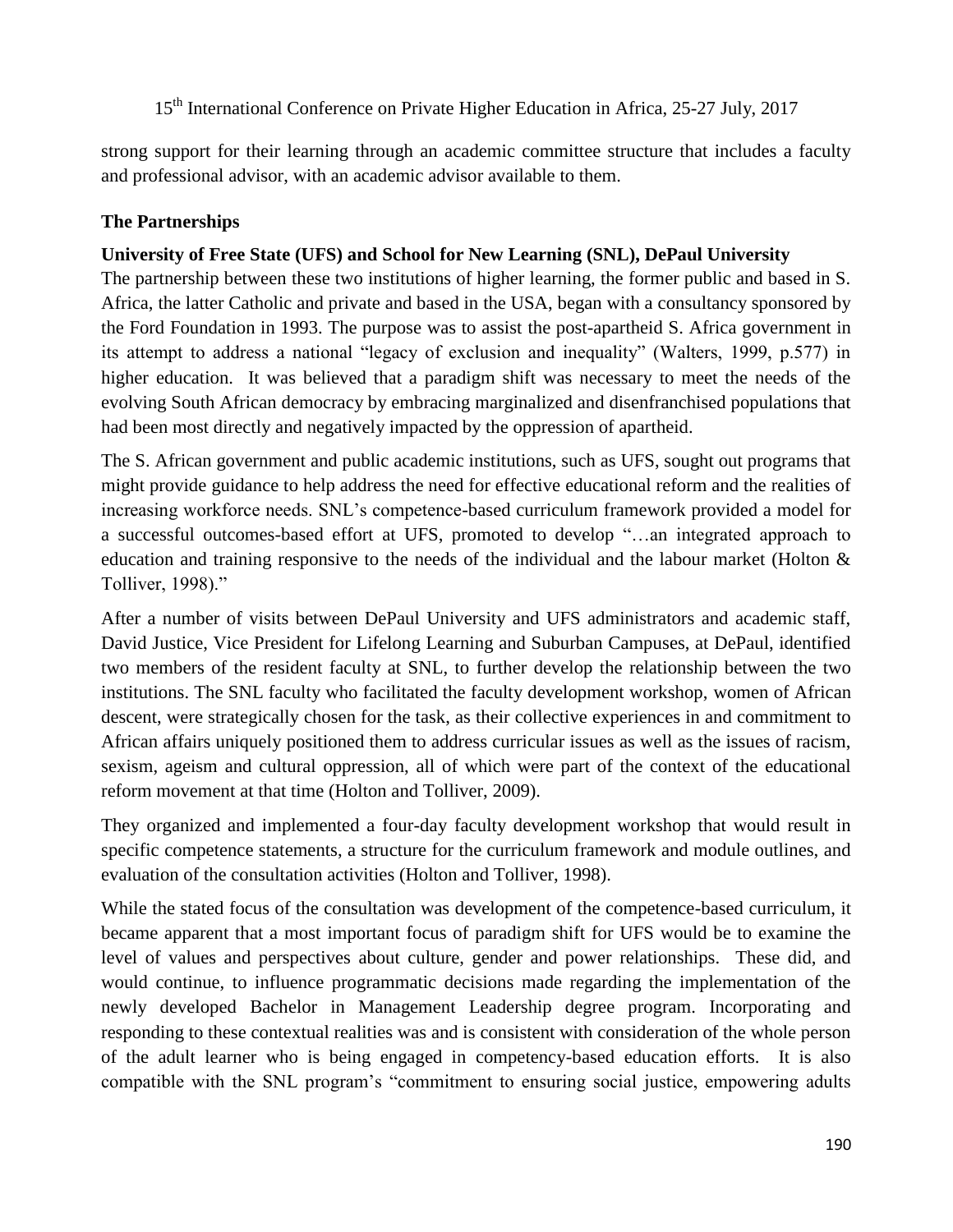strong support for their learning through an academic committee structure that includes a faculty and professional advisor, with an academic advisor available to them.

## The Partnerships

### University of Free State (UFS) and School for New Learning (SNL), DePaul University

The partnership between these two institutions of higher learning, the former public and based in S. Africa, the latter Catholic and private and based in the USA, began with a consultancy sponsored by the Ford Foundation in 1993. The purpose was to assist the post-apartheid S. Africa government in its attempt to address a national "legacy of exclusion and inequality" (Walters, 1999, p.577) in higher education. It was believed that a paradigm shift was necessary to meet the needs of the evolving South African democracy by embracing marginalized and disenfranchised populations that had been most directly and negatively impacted by the oppression of apartheid.

The S. African government and public academic institutions, such as UFS, sought out programs that might provide guidance to help address the need for effective educational reform and the realities of increasing workforce needs. SNL's competence-based curriculum framework provided a model for a successful outcomes-based effort at UFS, promoted to develop "…an integrated approach to education and training responsive to the needs of the individual and the labour market (Holton & Tolliver, 1998)."

After a number of visits between DePaul University and UFS administrators and academic staff, David Justice, Vice President for Lifelong Learning and Suburban Campuses, at DePaul, identified two members of the resident faculty at SNL, to further develop the relationship between the two institutions. The SNL faculty who facilitated the faculty development workshop, women of African descent, were strategically chosen for the task, as their collective experiences in and commitment to African affairs uniquely positioned them to address curricular issues as well as the issues of racism, sexism, ageism and cultural oppression, all of which were part of the context of the educational reform movement at that time (Holton and Tolliver, 2009).

They organized and implemented a four-day faculty development workshop that would result in specific competence statements, a structure for the curriculum framework and module outlines, and evaluation of the consultation activities (Holton and Tolliver, 1998).

While the stated focus of the consultation was development of the competence-based curriculum, it became apparent that a most important focus of paradigm shift for UFS would be to examine the level of values and perspectives about culture, gender and power relationships. These did, and would continue, to influence programmatic decisions made regarding the implementation of the newly developed Bachelor in Management Leadership degree program. Incorporating and responding to these contextual realities was and is consistent with consideration of the whole person of the adult learner who is being engaged in competency-based education efforts. It is also compatible with the SNL program's "commitment to ensuring social justice, empowering adults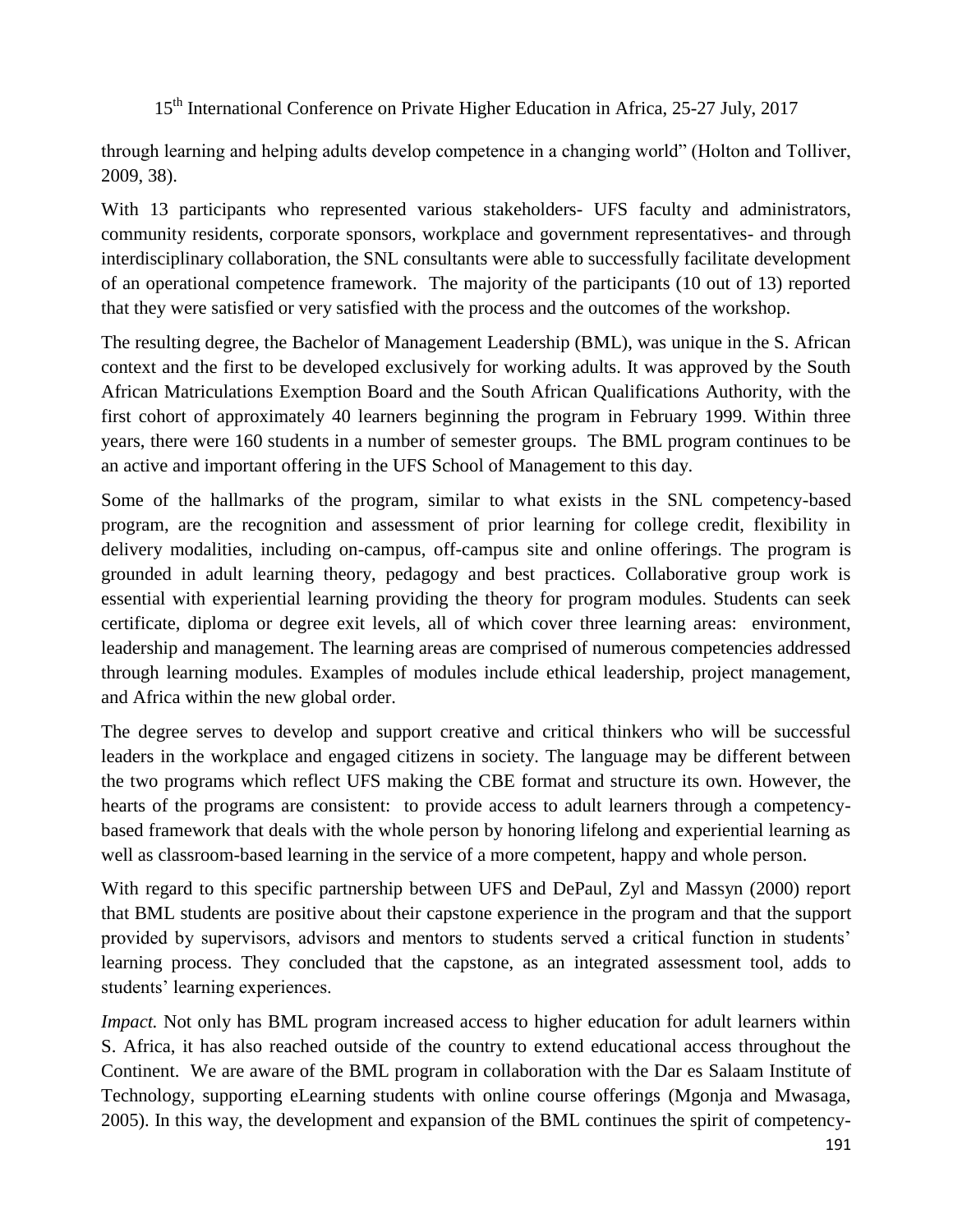through learning and helping adults develop competence in a changing world" (Holton and Tolliver, 2009, 38).

With 13 participants who represented various stakeholders- UFS faculty and administrators, community residents, corporate sponsors, workplace and government representatives- and through interdisciplinary collaboration, the SNL consultants were able to successfully facilitate development of an operational competence framework. The majority of the participants (10 out of 13) reported that they were satisfied or very satisfied with the process and the outcomes of the workshop.

The resulting degree, the Bachelor of Management Leadership (BML), was unique in the S. African context and the first to be developed exclusively for working adults. It was approved by the South African Matriculations Exemption Board and the South African Qualifications Authority, with the first cohort of approximately 40 learners beginning the program in February 1999. Within three years, there were 160 students in a number of semester groups. The BML program continues to be an active and important offering in the UFS School of Management to this day.

Some of the hallmarks of the program, similar to what exists in the SNL competency-based program, are the recognition and assessment of prior learning for college credit, flexibility in delivery modalities, including on-campus, off-campus site and online offerings. The program is grounded in adult learning theory, pedagogy and best practices. Collaborative group work is essential with experiential learning providing the theory for program modules. Students can seek certificate, diploma or degree exit levels, all of which cover three learning areas: environment, leadership and management. The learning areas are comprised of numerous competencies addressed through learning modules. Examples of modules include ethical leadership, project management, and Africa within the new global order.

The degree serves to develop and support creative and critical thinkers who will be successful leaders in the workplace and engaged citizens in society. The language may be different between the two programs which reflect UFS making the CBE format and structure its own. However, the hearts of the programs are consistent: to provide access to adult learners through a competency-based framework that deals with the whole person by honoring lifelong and experiential learning as well as classroom-based learning in the service of a more competent, happy and whole person.

With regard to this specific partnership between UFS and DePaul, Zyl and Massyn (2000) report that BML students are positive about their capstone experience in the program and that the support provided by supervisors, advisors and mentors to students served a critical function in students' learning process. They concluded that the capstone, as an integrated assessment tool, adds to students' learning experiences.

*Impact.* Not only has BML program increased access to higher education for adult learners within S. Africa, it has also reached outside of the country to extend educational access throughout the Continent. We are aware of the BML program in collaboration with the Dar es Salaam Institute of Technology, supporting eLearning students with online course offerings (Mgonja and Mwasaga, 2005). In this way, the development and expansion of the BML continues the spirit of competency-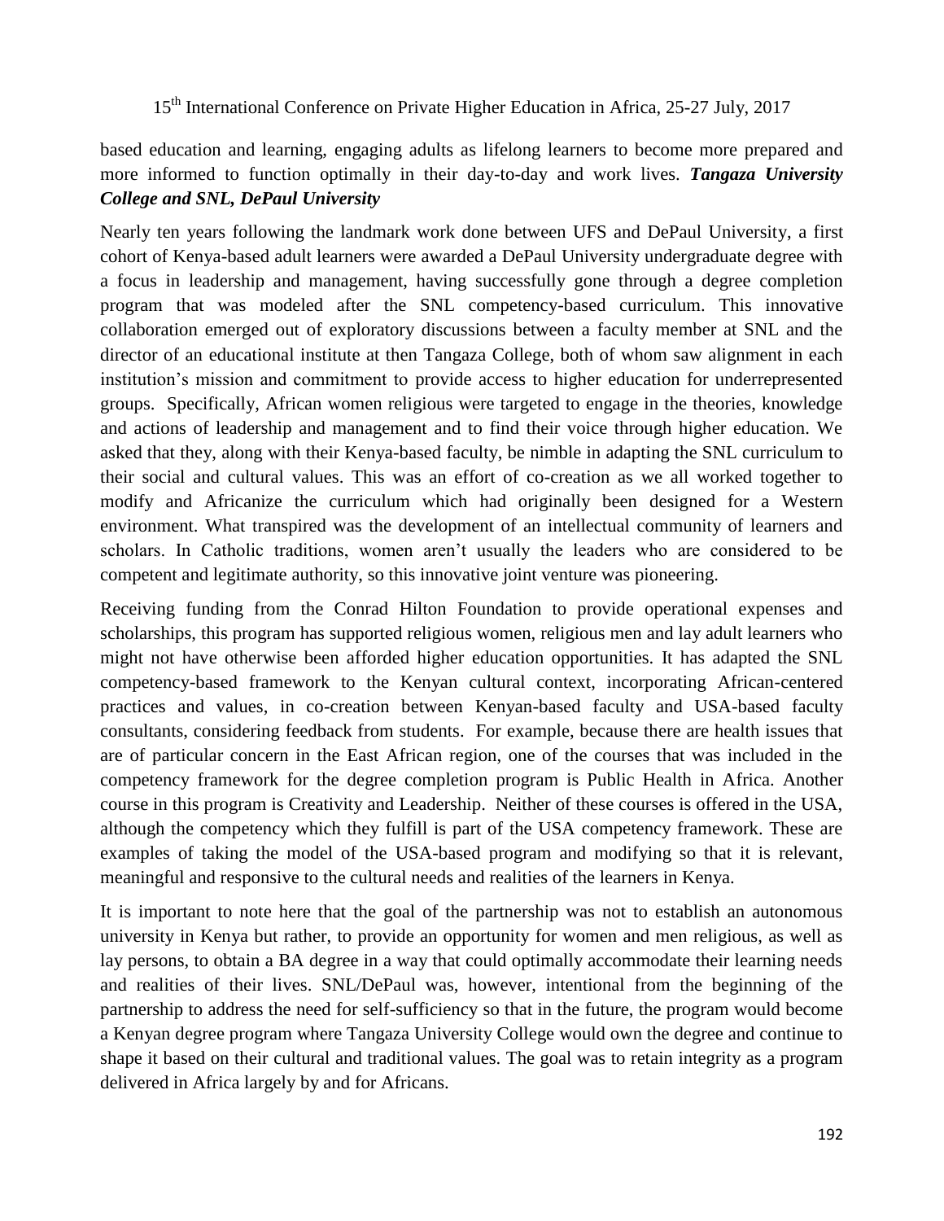based education and learning, engaging adults as lifelong learners to become more prepared and more informed to function optimally in their day-to-day and work lives. ***Tangaza University College and SNL, DePaul University***

Nearly ten years following the landmark work done between UFS and DePaul University, a first cohort of Kenya-based adult learners were awarded a DePaul University undergraduate degree with a focus in leadership and management, having successfully gone through a degree completion program that was modeled after the SNL competency-based curriculum. This innovative collaboration emerged out of exploratory discussions between a faculty member at SNL and the director of an educational institute at then Tangaza College, both of whom saw alignment in each institution's mission and commitment to provide access to higher education for underrepresented groups. Specifically, African women religious were targeted to engage in the theories, knowledge and actions of leadership and management and to find their voice through higher education. We asked that they, along with their Kenya-based faculty, be nimble in adapting the SNL curriculum to their social and cultural values. This was an effort of co-creation as we all worked together to modify and Africanize the curriculum which had originally been designed for a Western environment. What transpired was the development of an intellectual community of learners and scholars. In Catholic traditions, women aren't usually the leaders who are considered to be competent and legitimate authority, so this innovative joint venture was pioneering.

Receiving funding from the Conrad Hilton Foundation to provide operational expenses and scholarships, this program has supported religious women, religious men and lay adult learners who might not have otherwise been afforded higher education opportunities. It has adapted the SNL competency-based framework to the Kenyan cultural context, incorporating African-centered practices and values, in co-creation between Kenyan-based faculty and USA-based faculty consultants, considering feedback from students. For example, because there are health issues that are of particular concern in the East African region, one of the courses that was included in the competency framework for the degree completion program is Public Health in Africa. Another course in this program is Creativity and Leadership. Neither of these courses is offered in the USA, although the competency which they fulfill is part of the USA competency framework. These are examples of taking the model of the USA-based program and modifying so that it is relevant, meaningful and responsive to the cultural needs and realities of the learners in Kenya.

It is important to note here that the goal of the partnership was not to establish an autonomous university in Kenya but rather, to provide an opportunity for women and men religious, as well as lay persons, to obtain a BA degree in a way that could optimally accommodate their learning needs and realities of their lives. SNL/DePaul was, however, intentional from the beginning of the partnership to address the need for self-sufficiency so that in the future, the program would become a Kenyan degree program where Tangaza University College would own the degree and continue to shape it based on their cultural and traditional values. The goal was to retain integrity as a program delivered in Africa largely by and for Africans.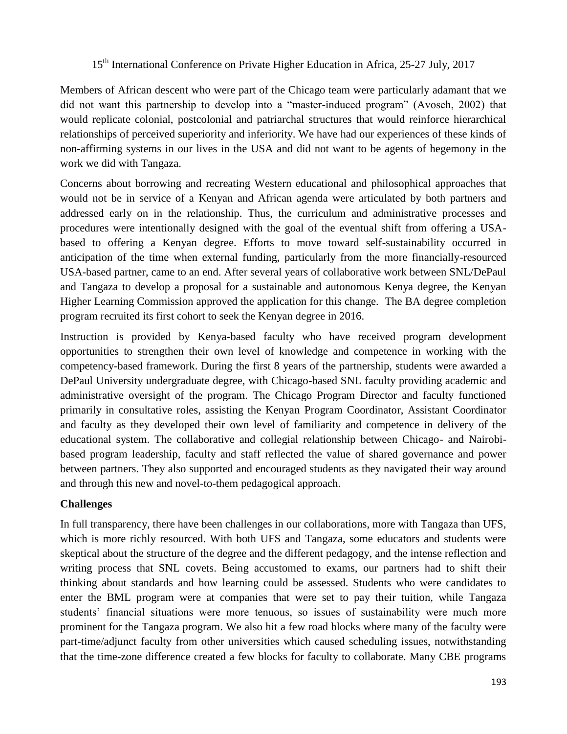Members of African descent who were part of the Chicago team were particularly adamant that we did not want this partnership to develop into a "master-induced program" (Avoseh, 2002) that would replicate colonial, postcolonial and patriarchal structures that would reinforce hierarchical relationships of perceived superiority and inferiority. We have had our experiences of these kinds of non-affirming systems in our lives in the USA and did not want to be agents of hegemony in the work we did with Tangaza.

Concerns about borrowing and recreating Western educational and philosophical approaches that would not be in service of a Kenyan and African agenda were articulated by both partners and addressed early on in the relationship. Thus, the curriculum and administrative processes and procedures were intentionally designed with the goal of the eventual shift from offering a USA-based to offering a Kenyan degree. Efforts to move toward self-sustainability occurred in anticipation of the time when external funding, particularly from the more financially-resourced USA-based partner, came to an end. After several years of collaborative work between SNL/DePaul and Tangaza to develop a proposal for a sustainable and autonomous Kenya degree, the Kenyan Higher Learning Commission approved the application for this change. The BA degree completion program recruited its first cohort to seek the Kenyan degree in 2016.

Instruction is provided by Kenya-based faculty who have received program development opportunities to strengthen their own level of knowledge and competence in working with the competency-based framework. During the first 8 years of the partnership, students were awarded a DePaul University undergraduate degree, with Chicago-based SNL faculty providing academic and administrative oversight of the program. The Chicago Program Director and faculty functioned primarily in consultative roles, assisting the Kenyan Program Coordinator, Assistant Coordinator and faculty as they developed their own level of familiarity and competence in delivery of the educational system. The collaborative and collegial relationship between Chicago- and Nairobi-based program leadership, faculty and staff reflected the value of shared governance and power between partners. They also supported and encouraged students as they navigated their way around and through this new and novel-to-them pedagogical approach.

**Challenges**

In full transparency, there have been challenges in our collaborations, more with Tangaza than UFS, which is more richly resourced. With both UFS and Tangaza, some educators and students were skeptical about the structure of the degree and the different pedagogy, and the intense reflection and writing process that SNL covets. Being accustomed to exams, our partners had to shift their thinking about standards and how learning could be assessed. Students who were candidates to enter the BML program were at companies that were set to pay their tuition, while Tangaza students' financial situations were more tenuous, so issues of sustainability were much more prominent for the Tangaza program. We also hit a few road blocks where many of the faculty were part-time/adjunct faculty from other universities which caused scheduling issues, notwithstanding that the time-zone difference created a few blocks for faculty to collaborate. Many CBE programs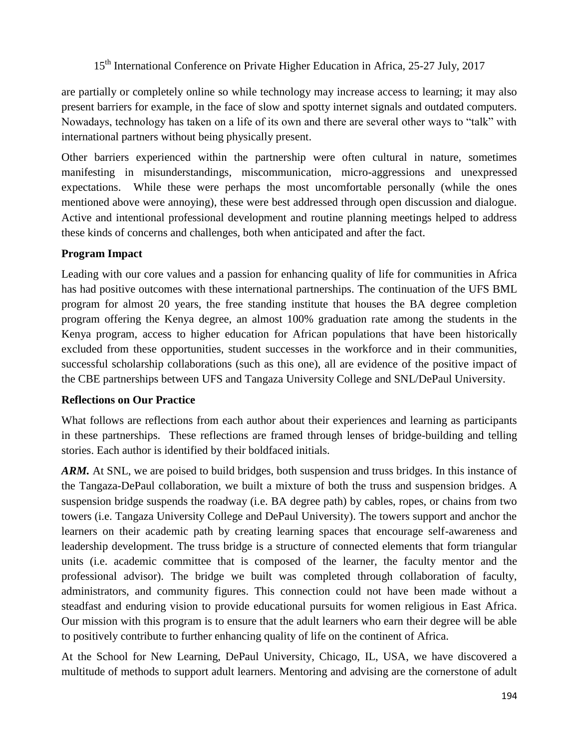are partially or completely online so while technology may increase access to learning; it may also present barriers for example, in the face of slow and spotty internet signals and outdated computers. Nowadays, technology has taken on a life of its own and there are several other ways to "talk" with international partners without being physically present.

Other barriers experienced within the partnership were often cultural in nature, sometimes manifesting in misunderstandings, miscommunication, micro-aggressions and unexpressed expectations. While these were perhaps the most uncomfortable personally (while the ones mentioned above were annoying), these were best addressed through open discussion and dialogue. Active and intentional professional development and routine planning meetings helped to address these kinds of concerns and challenges, both when anticipated and after the fact.

**Program Impact**

Leading with our core values and a passion for enhancing quality of life for communities in Africa has had positive outcomes with these international partnerships. The continuation of the UFS BML program for almost 20 years, the free standing institute that houses the BA degree completion program offering the Kenya degree, an almost 100% graduation rate among the students in the Kenya program, access to higher education for African populations that have been historically excluded from these opportunities, student successes in the workforce and in their communities, successful scholarship collaborations (such as this one), all are evidence of the positive impact of the CBE partnerships between UFS and Tangaza University College and SNL/DePaul University.

**Reflections on Our Practice**

What follows are reflections from each author about their experiences and learning as participants in these partnerships. These reflections are framed through lenses of bridge-building and telling stories. Each author is identified by their boldfaced initials.

***ARM.*** At SNL, we are poised to build bridges, both suspension and truss bridges. In this instance of the Tangaza-DePaul collaboration, we built a mixture of both the truss and suspension bridges. A suspension bridge suspends the roadway (i.e. BA degree path) by cables, ropes, or chains from two towers (i.e. Tangaza University College and DePaul University). The towers support and anchor the learners on their academic path by creating learning spaces that encourage self-awareness and leadership development. The truss bridge is a structure of connected elements that form triangular units (i.e. academic committee that is composed of the learner, the faculty mentor and the professional advisor). The bridge we built was completed through collaboration of faculty, administrators, and community figures. This connection could not have been made without a steadfast and enduring vision to provide educational pursuits for women religious in East Africa. Our mission with this program is to ensure that the adult learners who earn their degree will be able to positively contribute to further enhancing quality of life on the continent of Africa.

At the School for New Learning, DePaul University, Chicago, IL, USA, we have discovered a multitude of methods to support adult learners. Mentoring and advising are the cornerstone of adult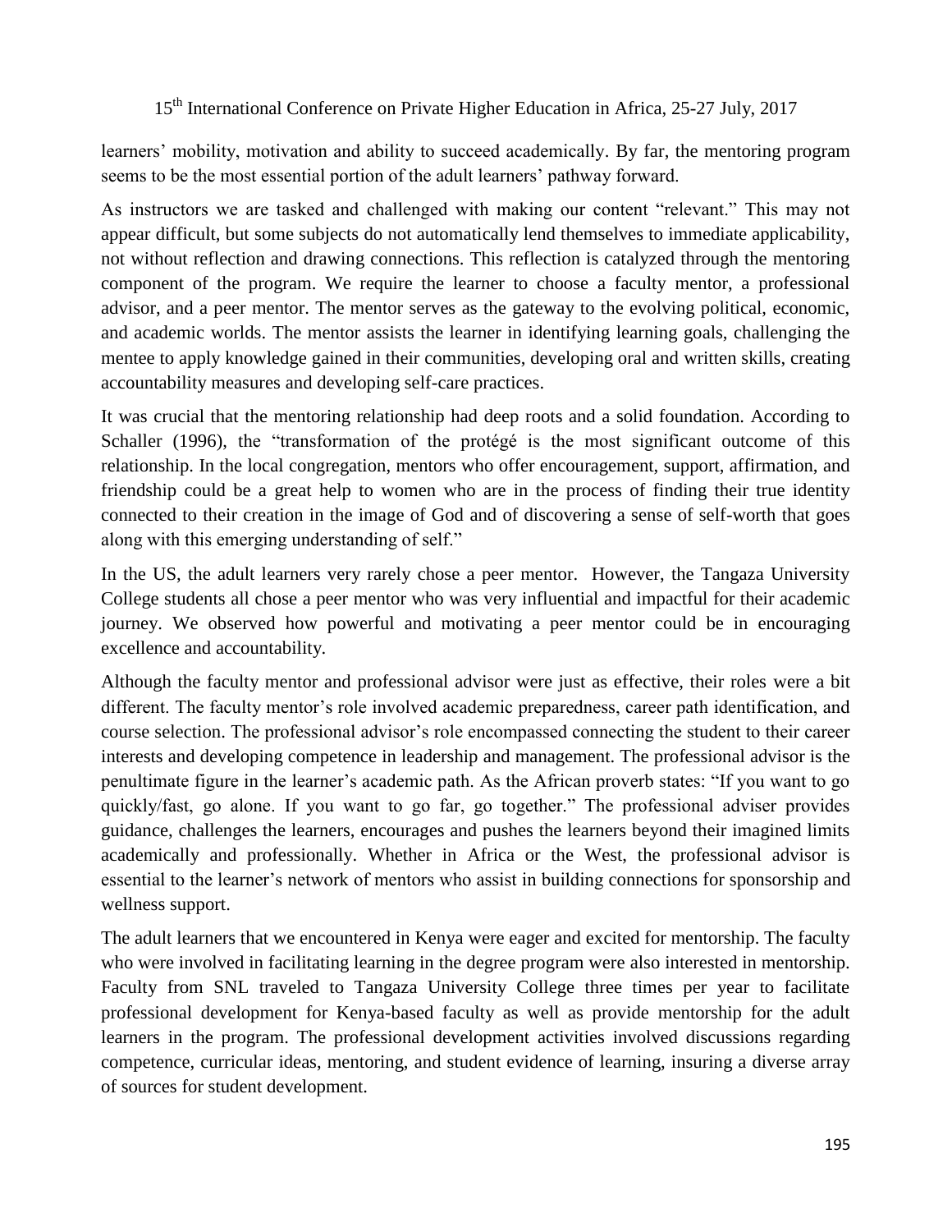learners' mobility, motivation and ability to succeed academically. By far, the mentoring program seems to be the most essential portion of the adult learners' pathway forward.

As instructors we are tasked and challenged with making our content "relevant." This may not appear difficult, but some subjects do not automatically lend themselves to immediate applicability, not without reflection and drawing connections. This reflection is catalyzed through the mentoring component of the program. We require the learner to choose a faculty mentor, a professional advisor, and a peer mentor. The mentor serves as the gateway to the evolving political, economic, and academic worlds. The mentor assists the learner in identifying learning goals, challenging the mentee to apply knowledge gained in their communities, developing oral and written skills, creating accountability measures and developing self-care practices.

It was crucial that the mentoring relationship had deep roots and a solid foundation. According to Schaller (1996), the "transformation of the protégé is the most significant outcome of this relationship. In the local congregation, mentors who offer encouragement, support, affirmation, and friendship could be a great help to women who are in the process of finding their true identity connected to their creation in the image of God and of discovering a sense of self-worth that goes along with this emerging understanding of self."

In the US, the adult learners very rarely chose a peer mentor. However, the Tangaza University College students all chose a peer mentor who was very influential and impactful for their academic journey. We observed how powerful and motivating a peer mentor could be in encouraging excellence and accountability.

Although the faculty mentor and professional advisor were just as effective, their roles were a bit different. The faculty mentor's role involved academic preparedness, career path identification, and course selection. The professional advisor's role encompassed connecting the student to their career interests and developing competence in leadership and management. The professional advisor is the penultimate figure in the learner's academic path. As the African proverb states: "If you want to go quickly/fast, go alone. If you want to go far, go together." The professional adviser provides guidance, challenges the learners, encourages and pushes the learners beyond their imagined limits academically and professionally. Whether in Africa or the West, the professional advisor is essential to the learner's network of mentors who assist in building connections for sponsorship and wellness support.

The adult learners that we encountered in Kenya were eager and excited for mentorship. The faculty who were involved in facilitating learning in the degree program were also interested in mentorship. Faculty from SNL traveled to Tangaza University College three times per year to facilitate professional development for Kenya-based faculty as well as provide mentorship for the adult learners in the program. The professional development activities involved discussions regarding competence, curricular ideas, mentoring, and student evidence of learning, insuring a diverse array of sources for student development.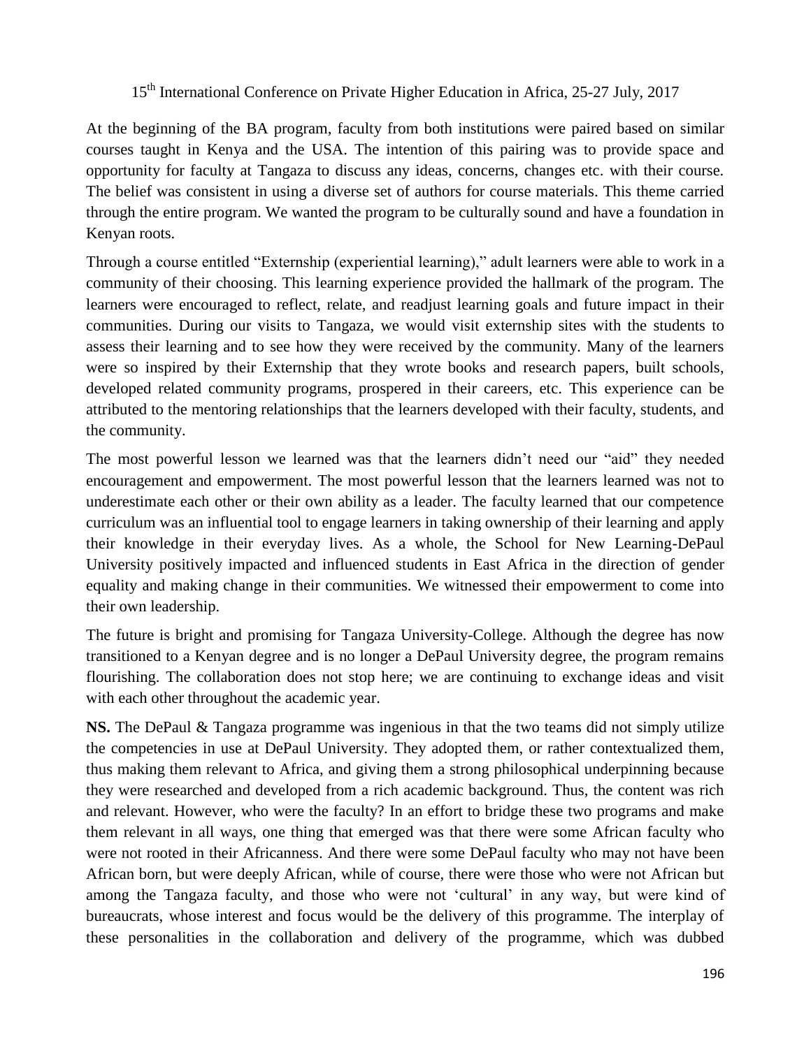At the beginning of the BA program, faculty from both institutions were paired based on similar courses taught in Kenya and the USA. The intention of this pairing was to provide space and opportunity for faculty at Tangaza to discuss any ideas, concerns, changes etc. with their course. The belief was consistent in using a diverse set of authors for course materials. This theme carried through the entire program. We wanted the program to be culturally sound and have a foundation in Kenyan roots.

Through a course entitled "Externship (experiential learning)," adult learners were able to work in a community of their choosing. This learning experience provided the hallmark of the program. The learners were encouraged to reflect, relate, and readjust learning goals and future impact in their communities. During our visits to Tangaza, we would visit externship sites with the students to assess their learning and to see how they were received by the community. Many of the learners were so inspired by their Externship that they wrote books and research papers, built schools, developed related community programs, prospered in their careers, etc. This experience can be attributed to the mentoring relationships that the learners developed with their faculty, students, and the community.

The most powerful lesson we learned was that the learners didn't need our "aid" they needed encouragement and empowerment. The most powerful lesson that the learners learned was not to underestimate each other or their own ability as a leader. The faculty learned that our competence curriculum was an influential tool to engage learners in taking ownership of their learning and apply their knowledge in their everyday lives. As a whole, the School for New Learning-DePaul University positively impacted and influenced students in East Africa in the direction of gender equality and making change in their communities. We witnessed their empowerment to come into their own leadership.

The future is bright and promising for Tangaza University-College. Although the degree has now transitioned to a Kenyan degree and is no longer a DePaul University degree, the program remains flourishing. The collaboration does not stop here; we are continuing to exchange ideas and visit with each other throughout the academic year.

**NS.** The DePaul & Tangaza programme was ingenious in that the two teams did not simply utilize the competencies in use at DePaul University. They adopted them, or rather contextualized them, thus making them relevant to Africa, and giving them a strong philosophical underpinning because they were researched and developed from a rich academic background. Thus, the content was rich and relevant. However, who were the faculty? In an effort to bridge these two programs and make them relevant in all ways, one thing that emerged was that there were some African faculty who were not rooted in their Africanness. And there were some DePaul faculty who may not have been African born, but were deeply African, while of course, there were those who were not African but among the Tangaza faculty, and those who were not 'cultural' in any way, but were kind of bureaucrats, whose interest and focus would be the delivery of this programme. The interplay of these personalities in the collaboration and delivery of the programme, which was dubbed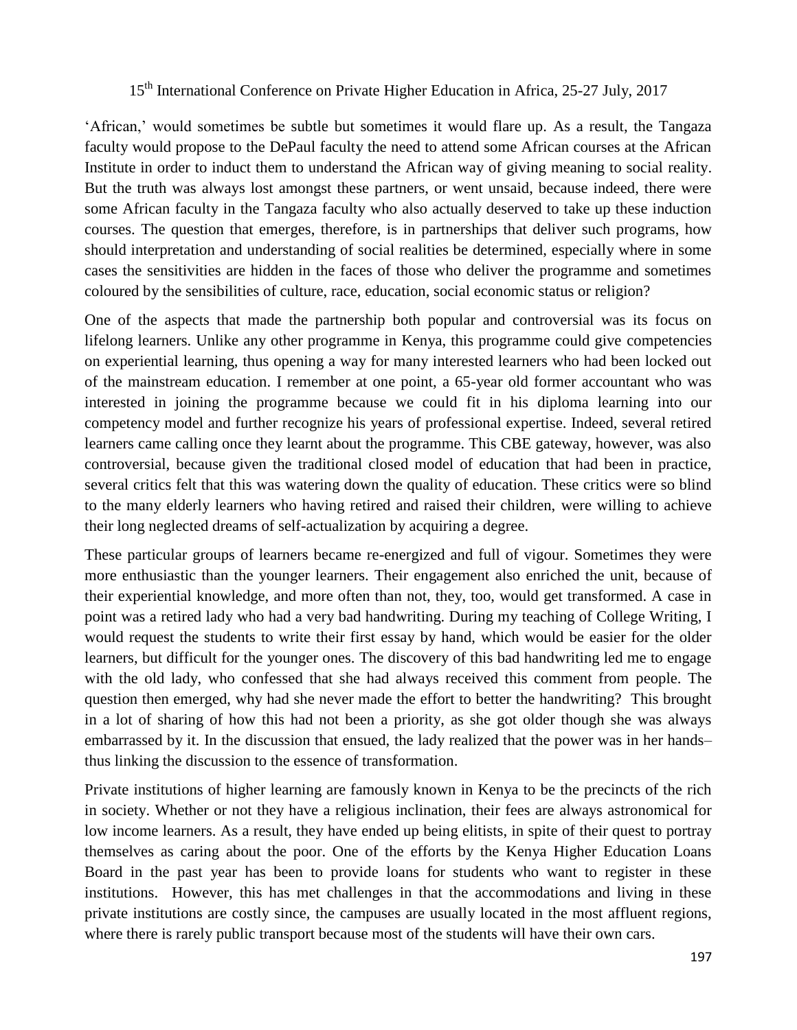'African,' would sometimes be subtle but sometimes it would flare up. As a result, the Tangaza faculty would propose to the DePaul faculty the need to attend some African courses at the African Institute in order to induct them to understand the African way of giving meaning to social reality. But the truth was always lost amongst these partners, or went unsaid, because indeed, there were some African faculty in the Tangaza faculty who also actually deserved to take up these induction courses. The question that emerges, therefore, is in partnerships that deliver such programs, how should interpretation and understanding of social realities be determined, especially where in some cases the sensitivities are hidden in the faces of those who deliver the programme and sometimes coloured by the sensibilities of culture, race, education, social economic status or religion?

One of the aspects that made the partnership both popular and controversial was its focus on lifelong learners. Unlike any other programme in Kenya, this programme could give competencies on experiential learning, thus opening a way for many interested learners who had been locked out of the mainstream education. I remember at one point, a 65-year old former accountant who was interested in joining the programme because we could fit in his diploma learning into our competency model and further recognize his years of professional expertise. Indeed, several retired learners came calling once they learnt about the programme. This CBE gateway, however, was also controversial, because given the traditional closed model of education that had been in practice, several critics felt that this was watering down the quality of education. These critics were so blind to the many elderly learners who having retired and raised their children, were willing to achieve their long neglected dreams of self-actualization by acquiring a degree.

These particular groups of learners became re-energized and full of vigour. Sometimes they were more enthusiastic than the younger learners. Their engagement also enriched the unit, because of their experiential knowledge, and more often than not, they, too, would get transformed. A case in point was a retired lady who had a very bad handwriting. During my teaching of College Writing, I would request the students to write their first essay by hand, which would be easier for the older learners, but difficult for the younger ones. The discovery of this bad handwriting led me to engage with the old lady, who confessed that she had always received this comment from people. The question then emerged, why had she never made the effort to better the handwriting? This brought in a lot of sharing of how this had not been a priority, as she got older though she was always embarrassed by it. In the discussion that ensued, the lady realized that the power was in her hands– thus linking the discussion to the essence of transformation.

Private institutions of higher learning are famously known in Kenya to be the precincts of the rich in society. Whether or not they have a religious inclination, their fees are always astronomical for low income learners. As a result, they have ended up being elitists, in spite of their quest to portray themselves as caring about the poor. One of the efforts by the Kenya Higher Education Loans Board in the past year has been to provide loans for students who want to register in these institutions. However, this has met challenges in that the accommodations and living in these private institutions are costly since, the campuses are usually located in the most affluent regions, where there is rarely public transport because most of the students will have their own cars.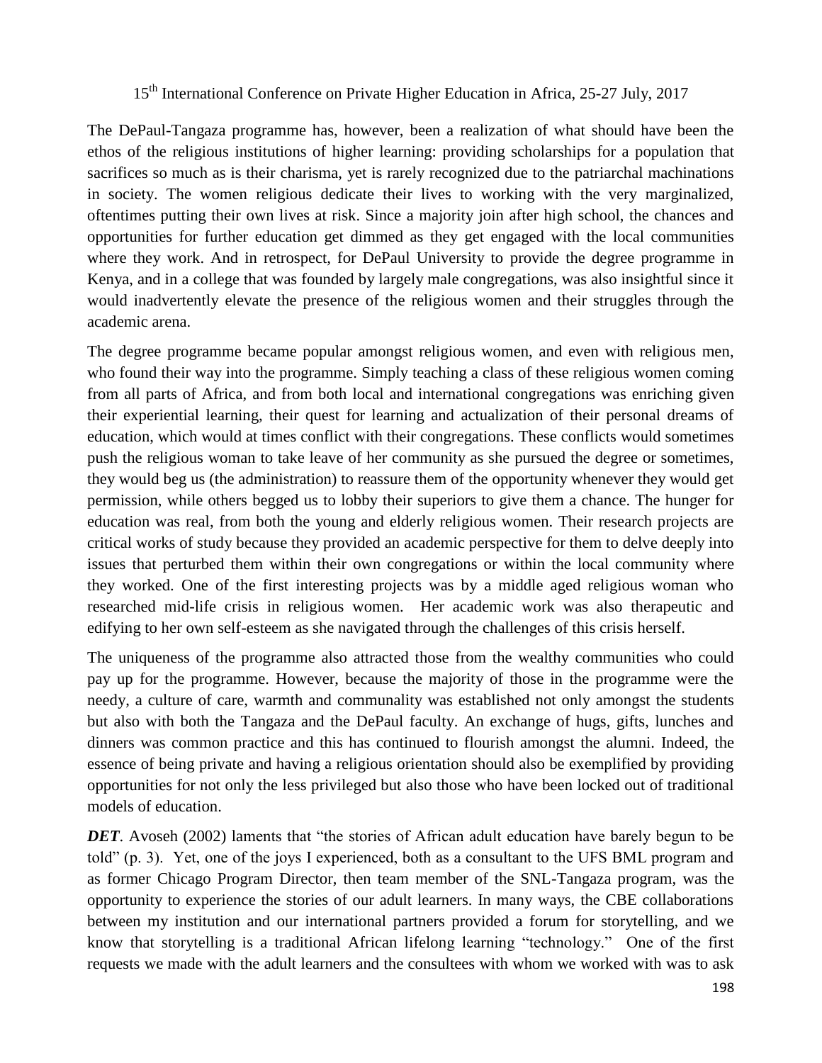The DePaul-Tangaza programme has, however, been a realization of what should have been the ethos of the religious institutions of higher learning: providing scholarships for a population that sacrifices so much as is their charisma, yet is rarely recognized due to the patriarchal machinations in society. The women religious dedicate their lives to working with the very marginalized, oftentimes putting their own lives at risk. Since a majority join after high school, the chances and opportunities for further education get dimmed as they get engaged with the local communities where they work. And in retrospect, for DePaul University to provide the degree programme in Kenya, and in a college that was founded by largely male congregations, was also insightful since it would inadvertently elevate the presence of the religious women and their struggles through the academic arena.

The degree programme became popular amongst religious women, and even with religious men, who found their way into the programme. Simply teaching a class of these religious women coming from all parts of Africa, and from both local and international congregations was enriching given their experiential learning, their quest for learning and actualization of their personal dreams of education, which would at times conflict with their congregations. These conflicts would sometimes push the religious woman to take leave of her community as she pursued the degree or sometimes, they would beg us (the administration) to reassure them of the opportunity whenever they would get permission, while others begged us to lobby their superiors to give them a chance. The hunger for education was real, from both the young and elderly religious women. Their research projects are critical works of study because they provided an academic perspective for them to delve deeply into issues that perturbed them within their own congregations or within the local community where they worked. One of the first interesting projects was by a middle aged religious woman who researched mid-life crisis in religious women. Her academic work was also therapeutic and edifying to her own self-esteem as she navigated through the challenges of this crisis herself.

The uniqueness of the programme also attracted those from the wealthy communities who could pay up for the programme. However, because the majority of those in the programme were the needy, a culture of care, warmth and communality was established not only amongst the students but also with both the Tangaza and the DePaul faculty. An exchange of hugs, gifts, lunches and dinners was common practice and this has continued to flourish amongst the alumni. Indeed, the essence of being private and having a religious orientation should also be exemplified by providing opportunities for not only the less privileged but also those who have been locked out of traditional models of education.

***DET***. Avoseh (2002) laments that "the stories of African adult education have barely begun to be told" (p. 3). Yet, one of the joys I experienced, both as a consultant to the UFS BML program and as former Chicago Program Director, then team member of the SNL-Tangaza program, was the opportunity to experience the stories of our adult learners. In many ways, the CBE collaborations between my institution and our international partners provided a forum for storytelling, and we know that storytelling is a traditional African lifelong learning "technology." One of the first requests we made with the adult learners and the consultees with whom we worked with was to ask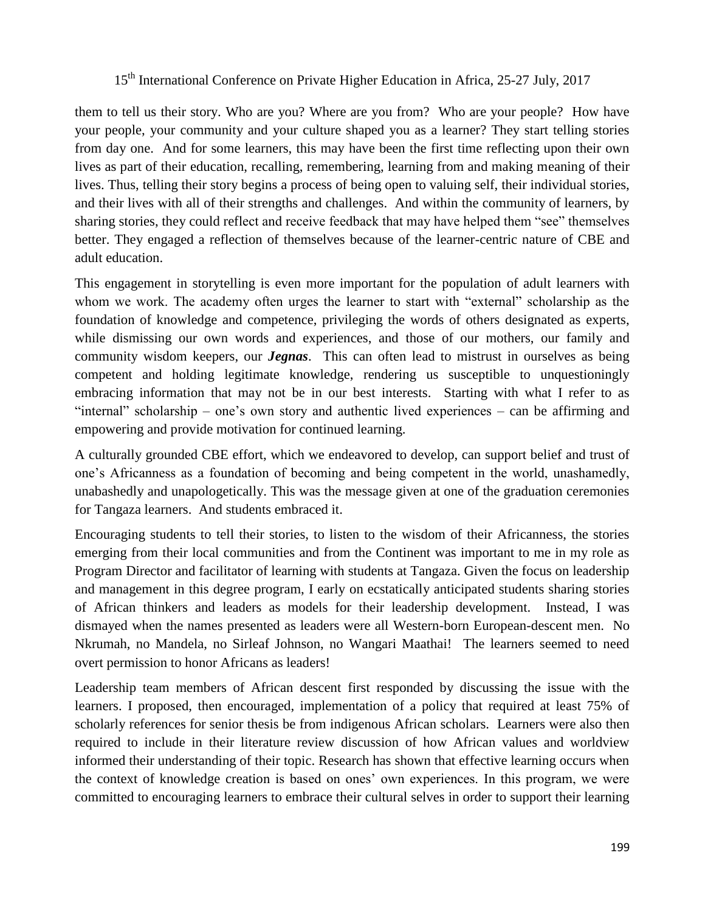them to tell us their story. Who are you? Where are you from? Who are your people? How have your people, your community and your culture shaped you as a learner? They start telling stories from day one. And for some learners, this may have been the first time reflecting upon their own lives as part of their education, recalling, remembering, learning from and making meaning of their lives. Thus, telling their story begins a process of being open to valuing self, their individual stories, and their lives with all of their strengths and challenges. And within the community of learners, by sharing stories, they could reflect and receive feedback that may have helped them "see" themselves better. They engaged a reflection of themselves because of the learner-centric nature of CBE and adult education.

This engagement in storytelling is even more important for the population of adult learners with whom we work. The academy often urges the learner to start with "external" scholarship as the foundation of knowledge and competence, privileging the words of others designated as experts, while dismissing our own words and experiences, and those of our mothers, our family and community wisdom keepers, our ***Jegnas***. This can often lead to mistrust in ourselves as being competent and holding legitimate knowledge, rendering us susceptible to unquestioningly embracing information that may not be in our best interests. Starting with what I refer to as "internal" scholarship – one's own story and authentic lived experiences – can be affirming and empowering and provide motivation for continued learning.

A culturally grounded CBE effort, which we endeavored to develop, can support belief and trust of one's Africanness as a foundation of becoming and being competent in the world, unashamedly, unabashedly and unapologetically. This was the message given at one of the graduation ceremonies for Tangaza learners. And students embraced it.

Encouraging students to tell their stories, to listen to the wisdom of their Africanness, the stories emerging from their local communities and from the Continent was important to me in my role as Program Director and facilitator of learning with students at Tangaza. Given the focus on leadership and management in this degree program, I early on ecstatically anticipated students sharing stories of African thinkers and leaders as models for their leadership development. Instead, I was dismayed when the names presented as leaders were all Western-born European-descent men. No Nkrumah, no Mandela, no Sirleaf Johnson, no Wangari Maathai! The learners seemed to need overt permission to honor Africans as leaders!

Leadership team members of African descent first responded by discussing the issue with the learners. I proposed, then encouraged, implementation of a policy that required at least 75% of scholarly references for senior thesis be from indigenous African scholars. Learners were also then required to include in their literature review discussion of how African values and worldview informed their understanding of their topic. Research has shown that effective learning occurs when the context of knowledge creation is based on ones' own experiences. In this program, we were committed to encouraging learners to embrace their cultural selves in order to support their learning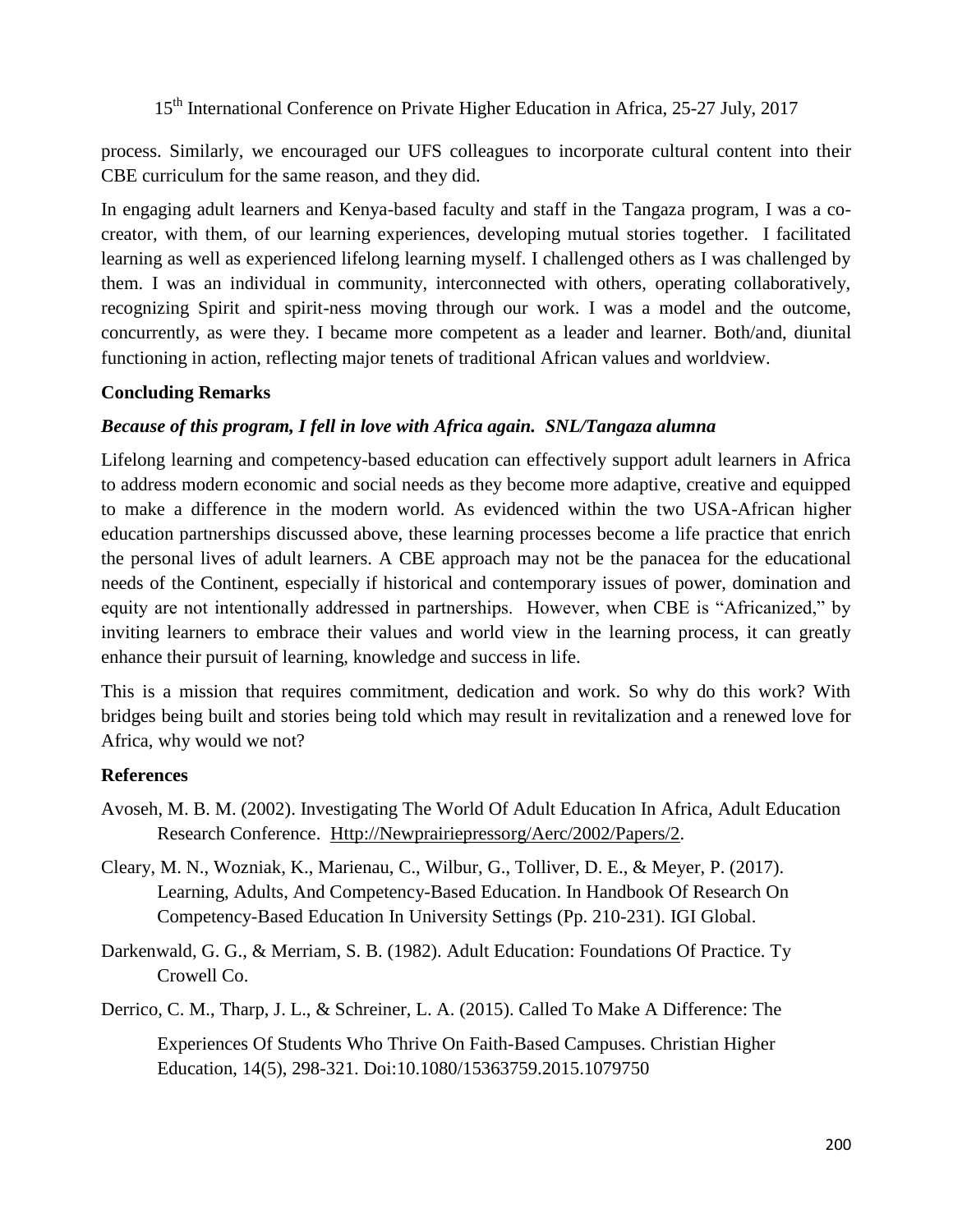process. Similarly, we encouraged our UFS colleagues to incorporate cultural content into their CBE curriculum for the same reason, and they did.

In engaging adult learners and Kenya-based faculty and staff in the Tangaza program, I was a co-creator, with them, of our learning experiences, developing mutual stories together. I facilitated learning as well as experienced lifelong learning myself. I challenged others as I was challenged by them. I was an individual in community, interconnected with others, operating collaboratively, recognizing Spirit and spirit-ness moving through our work. I was a model and the outcome, concurrently, as were they. I became more competent as a leader and learner. Both/and, diunital functioning in action, reflecting major tenets of traditional African values and worldview.

**Concluding Remarks**

***Because of this program, I fell in love with Africa again. SNL/Tangaza alumna***

Lifelong learning and competency-based education can effectively support adult learners in Africa to address modern economic and social needs as they become more adaptive, creative and equipped to make a difference in the modern world. As evidenced within the two USA-African higher education partnerships discussed above, these learning processes become a life practice that enrich the personal lives of adult learners. A CBE approach may not be the panacea for the educational needs of the Continent, especially if historical and contemporary issues of power, domination and equity are not intentionally addressed in partnerships. However, when CBE is "Africanized," by inviting learners to embrace their values and world view in the learning process, it can greatly enhance their pursuit of learning, knowledge and success in life.

This is a mission that requires commitment, dedication and work. So why do this work? With bridges being built and stories being told which may result in revitalization and a renewed love for Africa, why would we not?

**References**

Avoseh, M. B. M. (2002). Investigating The World Of Adult Education In Africa, Adult Education Research Conference. Http://Newprairiepressorg/Aerc/2002/Papers/2.

Cleary, M. N., Wozniak, K., Marienau, C., Wilbur, G., Tolliver, D. E., & Meyer, P. (2017). Learning, Adults, And Competency-Based Education. In Handbook Of Research On Competency-Based Education In University Settings (Pp. 210-231). IGI Global.

Darkenwald, G. G., & Merriam, S. B. (1982). Adult Education: Foundations Of Practice. Ty Crowell Co.

Derrico, C. M., Tharp, J. L., & Schreiner, L. A. (2015). Called To Make A Difference: The Experiences Of Students Who Thrive On Faith-Based Campuses. Christian Higher Education, 14(5), 298-321. Doi:10.1080/15363759.2015.1079750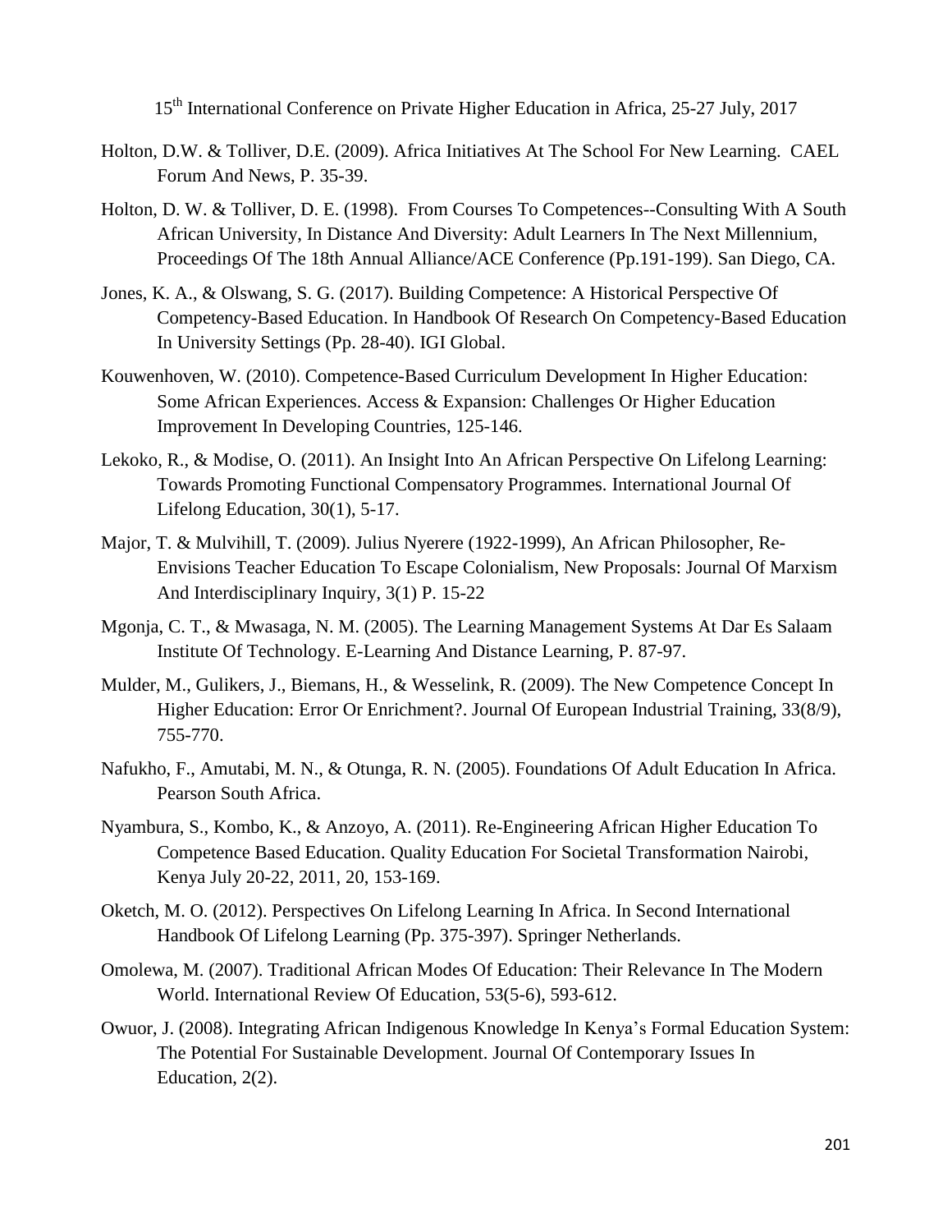Holton, D.W. & Tolliver, D.E. (2009). Africa Initiatives At The School For New Learning. CAEL Forum And News, P. 35-39.

Holton, D. W. & Tolliver, D. E. (1998). From Courses To Competences--Consulting With A South African University, In Distance And Diversity: Adult Learners In The Next Millennium, Proceedings Of The 18th Annual Alliance/ACE Conference (Pp.191-199). San Diego, CA.

Jones, K. A., & Olswang, S. G. (2017). Building Competence: A Historical Perspective Of Competency-Based Education. In Handbook Of Research On Competency-Based Education In University Settings (Pp. 28-40). IGI Global.

Kouwenhoven, W. (2010). Competence-Based Curriculum Development In Higher Education: Some African Experiences. Access & Expansion: Challenges Or Higher Education Improvement In Developing Countries, 125-146.

Lekoko, R., & Modise, O. (2011). An Insight Into An African Perspective On Lifelong Learning: Towards Promoting Functional Compensatory Programmes. International Journal Of Lifelong Education, 30(1), 5-17.

Major, T. & Mulvihill, T. (2009). Julius Nyerere (1922-1999), An African Philosopher, Re-Envisions Teacher Education To Escape Colonialism, New Proposals: Journal Of Marxism And Interdisciplinary Inquiry, 3(1) P. 15-22

Mgonja, C. T., & Mwasaga, N. M. (2005). The Learning Management Systems At Dar Es Salaam Institute Of Technology. E-Learning And Distance Learning, P. 87-97.

Mulder, M., Gulikers, J., Biemans, H., & Wesselink, R. (2009). The New Competence Concept In Higher Education: Error Or Enrichment?. Journal Of European Industrial Training, 33(8/9), 755-770.

Nafukho, F., Amutabi, M. N., & Otunga, R. N. (2005). Foundations Of Adult Education In Africa. Pearson South Africa.

Nyambura, S., Kombo, K., & Anzoyo, A. (2011). Re-Engineering African Higher Education To Competence Based Education. Quality Education For Societal Transformation Nairobi, Kenya July 20-22, 2011, 20, 153-169.

Oketch, M. O. (2012). Perspectives On Lifelong Learning In Africa. In Second International Handbook Of Lifelong Learning (Pp. 375-397). Springer Netherlands.

Omolewa, M. (2007). Traditional African Modes Of Education: Their Relevance In The Modern World. International Review Of Education, 53(5-6), 593-612.

Owuor, J. (2008). Integrating African Indigenous Knowledge In Kenya's Formal Education System: The Potential For Sustainable Development. Journal Of Contemporary Issues In Education, 2(2).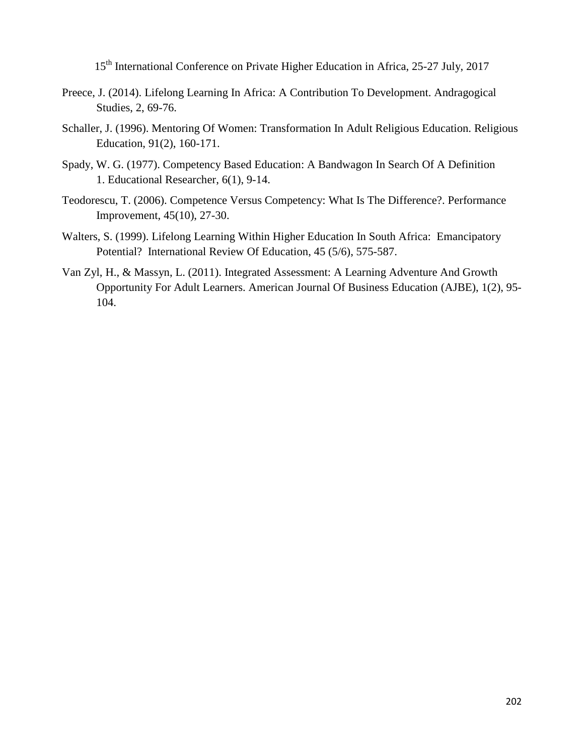Preece, J. (2014). Lifelong Learning In Africa: A Contribution To Development. Andragogical Studies, 2, 69-76.

Schaller, J. (1996). Mentoring Of Women: Transformation In Adult Religious Education. Religious Education, 91(2), 160-171.

Spady, W. G. (1977). Competency Based Education: A Bandwagon In Search Of A Definition 1. Educational Researcher, 6(1), 9-14.

Teodorescu, T. (2006). Competence Versus Competency: What Is The Difference?. Performance Improvement, 45(10), 27-30.

Walters, S. (1999). Lifelong Learning Within Higher Education In South Africa: Emancipatory Potential? International Review Of Education, 45 (5/6), 575-587.

Van Zyl, H., & Massyn, L. (2011). Integrated Assessment: A Learning Adventure And Growth Opportunity For Adult Learners. American Journal Of Business Education (AJBE), 1(2), 95-104.